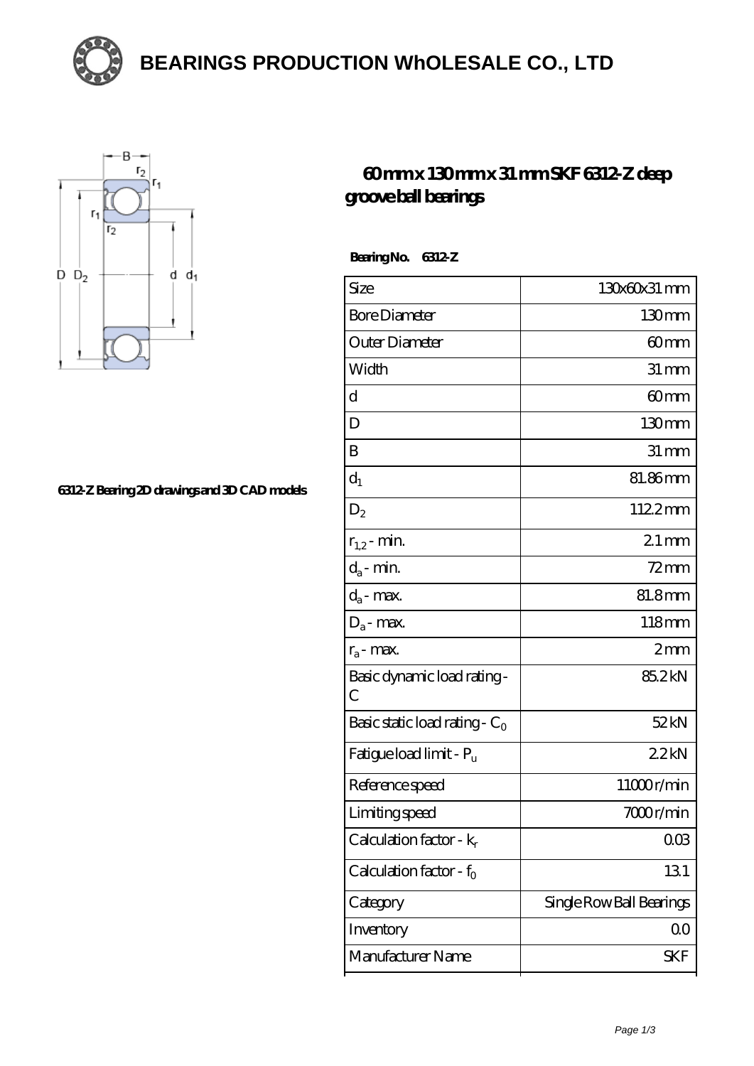# BEARINGS PRODUCTION WhOLESALE CO., LTD

6312-Z Bearing 2D drawings and 3D CAD models

## 60 mm x 130 mm x 31 mm SKF 6312-Z deep groove ball bearings

**Bearing No. 6312-Z**

| Size | 130x60x31 mm |
|---|---|
| Bore Diameter | 130 mm |
| Outer Diameter | 60 mm |
| Width | 31 mm |
| d | 60 mm |
| D | 130 mm |
| B | 31 mm |
| $d_1$ | 81.86 mm |
| $D_2$ | 112.2 mm |
| $r_{1,2}$ - min. | 2.1 mm |
| $d_a$ - min. | 72 mm |
| $d_a$ - max. | 81.8 mm |
| $D_a$ - max. | 118 mm |
| $r_a$ - max. | 2 mm |
| Basic dynamic load rating - C | 85.2 kN |
| Basic static load rating - $C_0$ | 52 kN |
| Fatigue load limit - $P_u$ | 2.2 kN |
| Reference speed | 11000 r/min |
| Limiting speed | 7000 r/min |
| Calculation factor - $k_r$ | 0.03 |
| Calculation factor - $f_0$ | 13.1 |
| Category | Single Row Ball Bearings |
| Inventory | 0.0 |
| Manufacturer Name | SKF |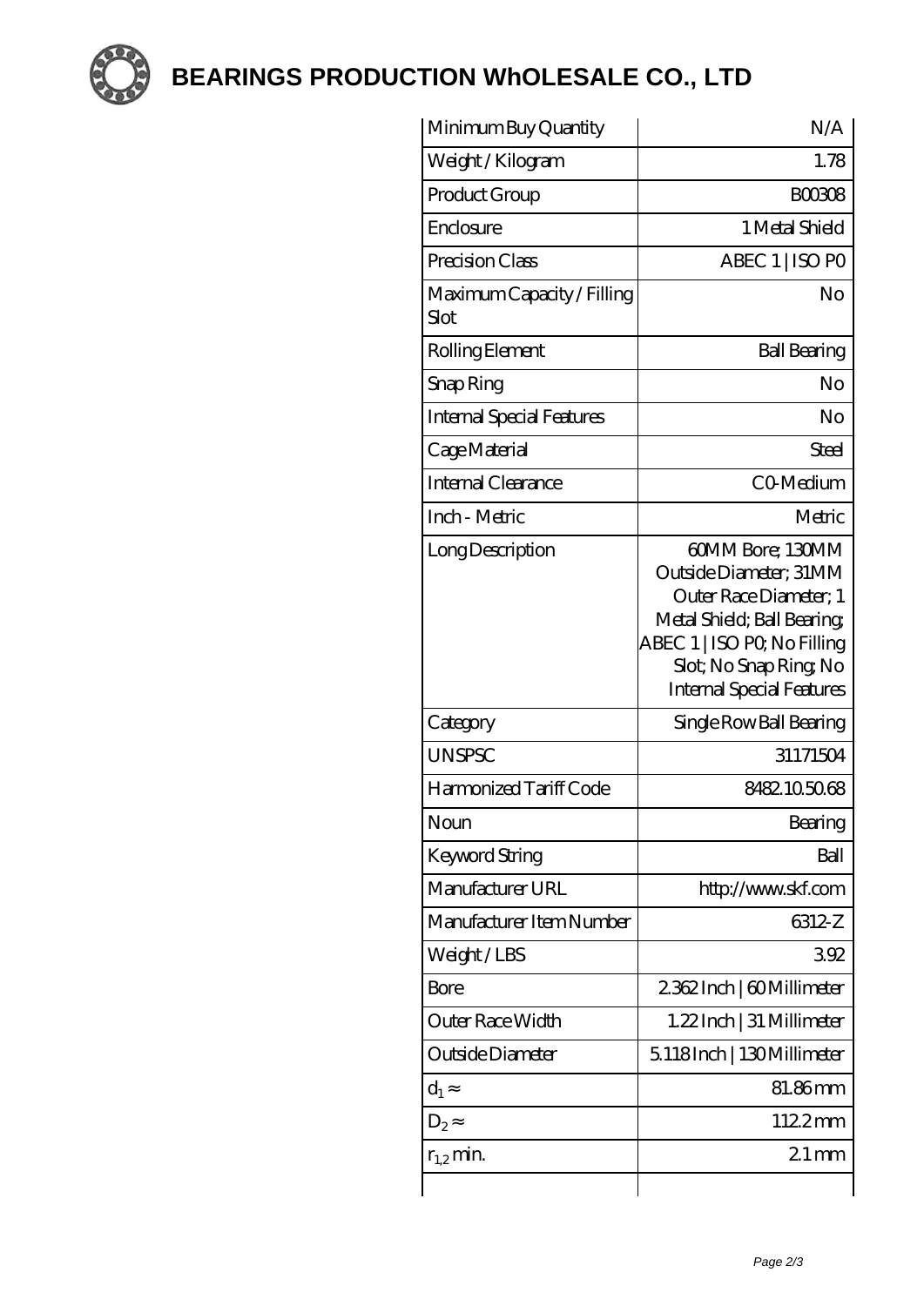# BEARINGS PRODUCTION WhOLESALE CO., LTD

| | |
|---|---|
| Minimum Buy Quantity | N/A |
| Weight / Kilogram | 1.78 |
| Product Group | B00308 |
| Enclosure | 1 Metal Shield |
| Precision Class | ABEC 1 \| ISO P0 |
| Maximum Capacity / Filling Slot | No |
| Rolling Element | Ball Bearing |
| Snap Ring | No |
| Internal Special Features | No |
| Cage Material | Steel |
| Internal Clearance | C0-Medium |
| Inch - Metric | Metric |
| Long Description | 60MM Bore; 130MM Outside Diameter; 31MM Outer Race Diameter; 1 Metal Shield; Ball Bearing; ABEC 1 \| ISO P0; No Filling Slot; No Snap Ring; No Internal Special Features |
| Category | Single Row Ball Bearing |
| UNSPSC | 31171504 |
| Harmonized Tariff Code | 8482.10.50.68 |
| Noun | Bearing |
| Keyword String | Ball |
| Manufacturer URL | http://www.skf.com |
| Manufacturer Item Number | 6312-Z |
| Weight / LBS | 3.92 |
| Bore | 2.362 Inch \| 60 Millimeter |
| Outer Race Width | 1.22 Inch \| 31 Millimeter |
| Outside Diameter | 5.118 Inch \| 130 Millimeter |
| $d_1 \approx$ | 81.86 mm |
| $D_2 \approx$ | 112.2 mm |
| $r_{1,2}$ min. | 2.1 mm |
| | |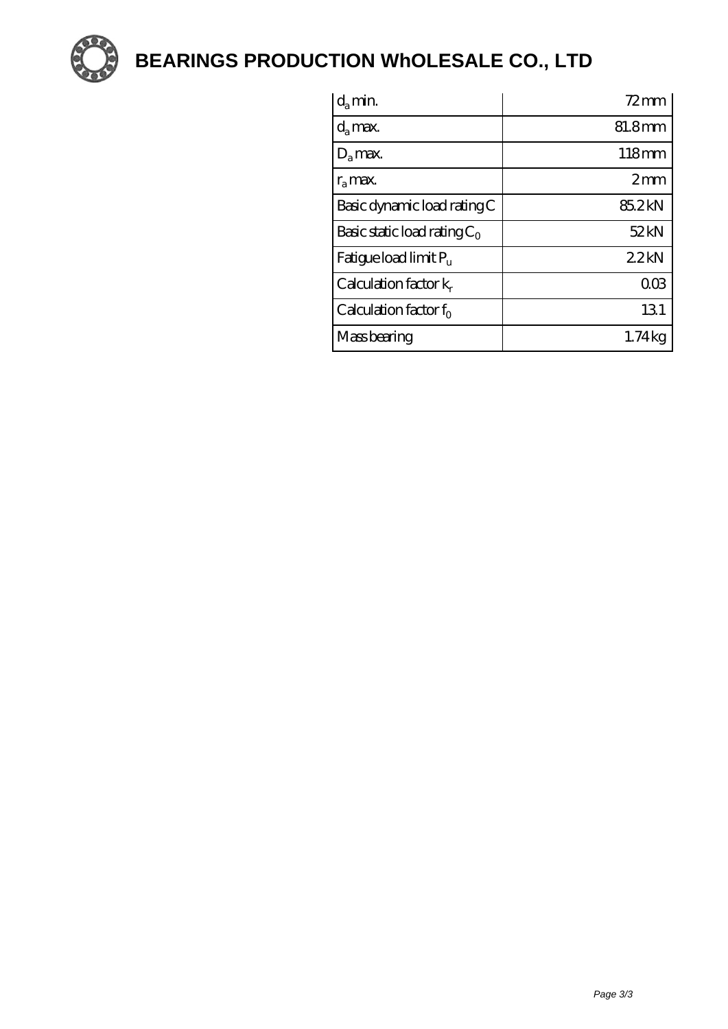# BEARINGS PRODUCTION WhOLESALE CO., LTD

| | |
|---|---|
| $d_a$ min. | 72 mm |
| $d_a$ max. | 81.8 mm |
| $D_a$ max. | 118 mm |
| $r_a$ max. | 2 mm |
| Basic dynamic load rating C | 85.2 kN |
| Basic static load rating $C_0$ | 52 kN |
| Fatigue load limit $P_u$ | 2.2 kN |
| Calculation factor $k_r$ | 0.03 |
| Calculation factor $f_0$ | 13.1 |
| Mass bearing | 1.74 kg |